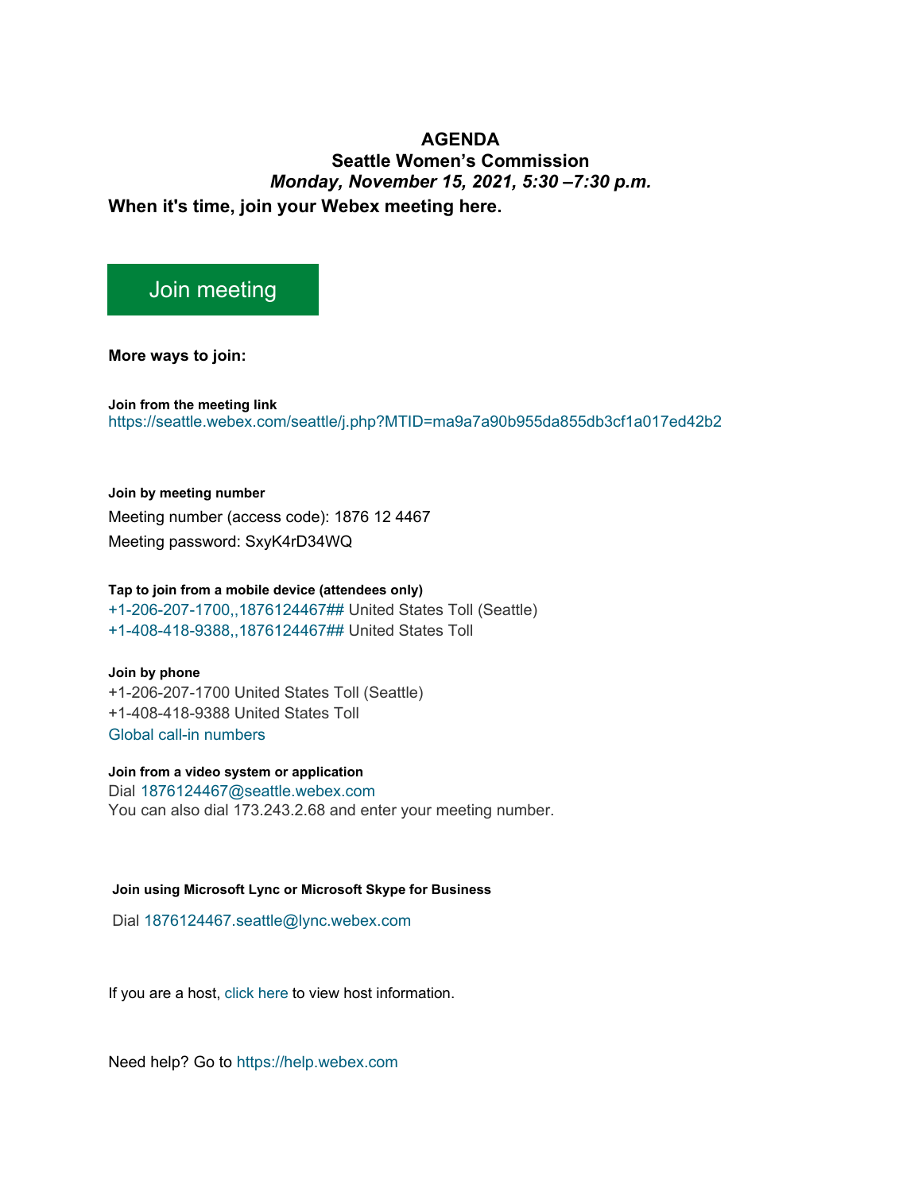# AGENDA

## Seattle Women's Commission

*Monday, November 15, 2021, 5:30 –7:30 p.m.*

**When it's time, join your Webex meeting here.**

Join meeting

**More ways to join:**

**Join from the meeting link**
https://seattle.webex.com/seattle/j.php?MTID=ma9a7a90b955da855db3cf1a017ed42b2

**Join by meeting number**
Meeting number (access code): 1876 12 4467
Meeting password: SxyK4rD34WQ

**Tap to join from a mobile device (attendees only)**
+1-206-207-1700,,1876124467## United States Toll (Seattle)
+1-408-418-9388,,1876124467## United States Toll

**Join by phone**
+1-206-207-1700 United States Toll (Seattle)
+1-408-418-9388 United States Toll
Global call-in numbers

**Join from a video system or application**
Dial 1876124467@seattle.webex.com
You can also dial 173.243.2.68 and enter your meeting number.

**Join using Microsoft Lync or Microsoft Skype for Business**

Dial 1876124467.seattle@lync.webex.com

If you are a host, click here to view host information.

Need help? Go to https://help.webex.com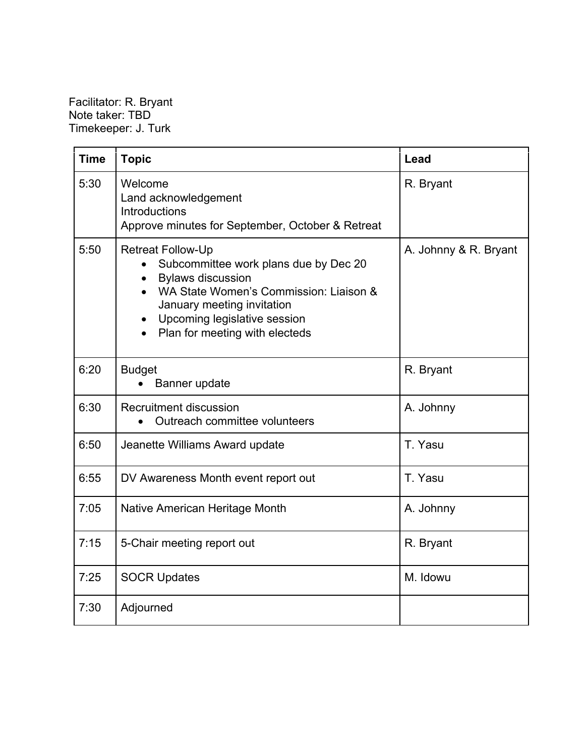Facilitator: R. Bryant
Note taker: TBD
Timekeeper: J. Turk

| Time | Topic | Lead |
|---|---|---|
| 5:30 | Welcome<br>Land acknowledgement<br>Introductions<br>Approve minutes for September, October & Retreat | R. Bryant |
| 5:50 | Retreat Follow-Up<br>• Subcommittee work plans due by Dec 20<br>• Bylaws discussion<br>• WA State Women's Commission: Liaison & January meeting invitation<br>• Upcoming legislative session<br>• Plan for meeting with electeds | A. Johnny & R. Bryant |
| 6:20 | Budget<br>• Banner update | R. Bryant |
| 6:30 | Recruitment discussion<br>• Outreach committee volunteers | A. Johnny |
| 6:50 | Jeanette Williams Award update | T. Yasu |
| 6:55 | DV Awareness Month event report out | T. Yasu |
| 7:05 | Native American Heritage Month | A. Johnny |
| 7:15 | 5-Chair meeting report out | R. Bryant |
| 7:25 | SOCR Updates | M. Idowu |
| 7:30 | Adjourned | |